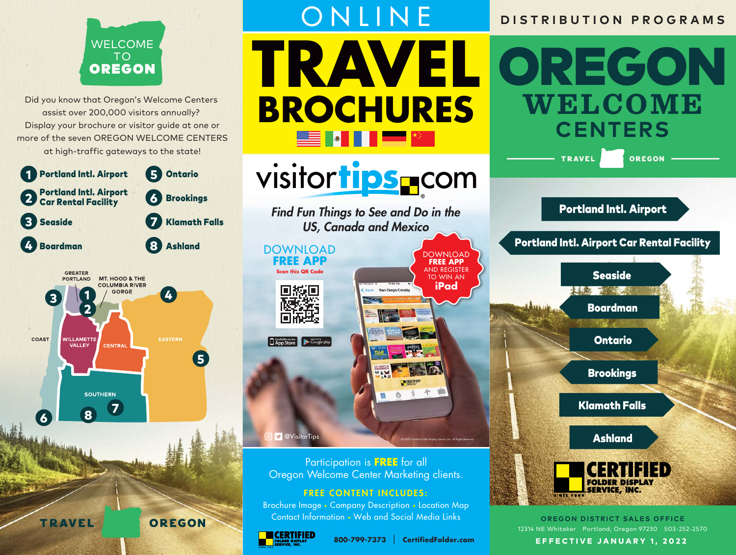# WELCOME TO OREGON

Did you know that Oregon's Welcome Centers assist over 200,000 visitors annually? Display your brochure or visitor guide at one or more of the seven OREGON WELCOME CENTERS at high-traffic gateways to the state!

1. Portland Intl. Airport
2. Portland Intl. Airport Car Rental Facility
3. Seaside
4. Boardman
5. Ontario
6. Brookings
7. Klamath Falls
8. Ashland

GREATER PORTLAND · MT. HOOD & THE COLUMBIA RIVER GORGE · COAST · WILLAMETTE VALLEY · CENTRAL · EASTERN · SOUTHERN

TRAVEL OREGON

# ONLINE TRAVEL BROCHURES

## visitortips.com

*Find Fun Things to See and Do in the US, Canada and Mexico*

DOWNLOAD **FREE APP**

Scan this QR Code

Available on the App Store · Google play

DOWNLOAD **FREE APP** AND REGISTER TO WIN AN **iPad**

@VisitorTips

©2020 Certified Folder Display Service, Inc. All Rights Reserved.

Participation is **FREE** for all Oregon Welcome Center Marketing clients.

**FREE CONTENT INCLUDES:**

Brochure Image • Company Description • Location Map
Contact Information • Web and Social Media Links

CERTIFIED FOLDER DISPLAY SERVICE, INC. — 800-799-7373 | CertifiedFolder.com

# DISTRIBUTION PROGRAMS

# OREGON WELCOME CENTERS

TRAVEL OREGON

- Portland Intl. Airport
- Portland Intl. Airport Car Rental Facility
- Seaside
- Boardman
- Ontario
- Brookings
- Klamath Falls
- Ashland

CERTIFIED FOLDER DISPLAY SERVICE, INC. SINCE 1999

**OREGON DISTRICT SALES OFFICE**

12314 NE Whitaker Portland, Oregon 97230 503-252-2570

**EFFECTIVE JANUARY 1, 2022**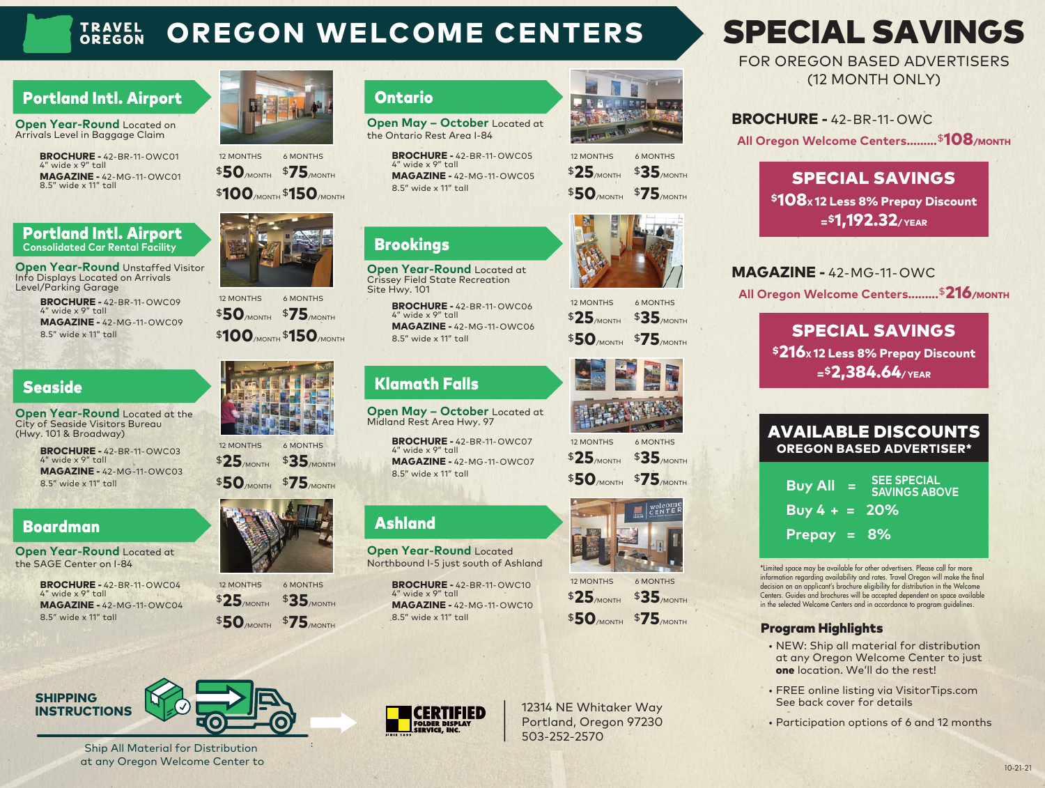# TRAVEL OREGON — OREGON WELCOME CENTERS

## Portland Intl. Airport

**Open Year-Round** Located on Arrivals Level in Baggage Claim

**BROCHURE -** 42-BR-11-OWC01
4" wide x 9" tall
**MAGAZINE -** 42-MG-11-OWC01
8.5" wide x 11" tall

| | 12 MONTHS | 6 MONTHS |
|---|---|---|
| Brochure | $50/MONTH | $75/MONTH |
| Magazine | $100/MONTH | $150/MONTH |

## Portland Intl. Airport
### Consolidated Car Rental Facility

**Open Year-Round** Unstaffed Visitor Info Displays Located on Arrivals Level/Parking Garage

**BROCHURE -** 42-BR-11-OWC09
4" wide x 9" tall
**MAGAZINE -** 42-MG-11-OWC09
8.5" wide x 11" tall

| | 12 MONTHS | 6 MONTHS |
|---|---|---|
| Brochure | $50/MONTH | $75/MONTH |
| Magazine | $100/MONTH | $150/MONTH |

## Seaside

**Open Year-Round** Located at the City of Seaside Visitors Bureau (Hwy. 101 & Broadway)

**BROCHURE -** 42-BR-11-OWC03
4" wide x 9" tall
**MAGAZINE -** 42-MG-11-OWC03
8.5" wide x 11" tall

| | 12 MONTHS | 6 MONTHS |
|---|---|---|
| Brochure | $25/MONTH | $35/MONTH |
| Magazine | $50/MONTH | $75/MONTH |

## Boardman

**Open Year-Round** Located at the SAGE Center on I-84

**BROCHURE -** 42-BR-11-OWC04
4" wide x 9" tall
**MAGAZINE -** 42-MG-11-OWC04
8.5" wide x 11" tall

| | 12 MONTHS | 6 MONTHS |
|---|---|---|
| Brochure | $25/MONTH | $35/MONTH |
| Magazine | $50/MONTH | $75/MONTH |

## Ontario

**Open May – October** Located at the Ontario Rest Area I-84

**BROCHURE -** 42-BR-11-OWC05
4" wide x 9" tall
**MAGAZINE -** 42-MG-11-OWC05
8.5" wide x 11" tall

| | 12 MONTHS | 6 MONTHS |
|---|---|---|
| Brochure | $25/MONTH | $35/MONTH |
| Magazine | $50/MONTH | $75/MONTH |

## Brookings

**Open Year-Round** Located at Crissey Field State Recreation Site Hwy. 101

**BROCHURE -** 42-BR-11-OWC06
4" wide x 9" tall
**MAGAZINE -** 42-MG-11-OWC06
8.5" wide x 11" tall

| | 12 MONTHS | 6 MONTHS |
|---|---|---|
| Brochure | $25/MONTH | $35/MONTH |
| Magazine | $50/MONTH | $75/MONTH |

## Klamath Falls

**Open May – October** Located at Midland Rest Area Hwy. 97

**BROCHURE -** 42-BR-11-OWC07
4" wide x 9" tall
**MAGAZINE -** 42-MG-11-OWC07
8.5" wide x 11" tall

| | 12 MONTHS | 6 MONTHS |
|---|---|---|
| Brochure | $25/MONTH | $35/MONTH |
| Magazine | $50/MONTH | $75/MONTH |

## Ashland

**Open Year-Round** Located Northbound I-5 just south of Ashland

**BROCHURE -** 42-BR-11-OWC10
4" wide x 9" tall
**MAGAZINE -** 42-MG-11-OWC10
8.5" wide x 11" tall

| | 12 MONTHS | 6 MONTHS |
|---|---|---|
| Brochure | $25/MONTH | $35/MONTH |
| Magazine | $50/MONTH | $75/MONTH |

**SHIPPING INSTRUCTIONS**

Ship All Material for Distribution at any Oregon Welcome Center to:

CERTIFIED FOLDER DISPLAY SERVICE, INC.
12314 NE Whitaker Way
Portland, Oregon 97230
503-252-2570

# SPECIAL SAVINGS

FOR OREGON BASED ADVERTISERS (12 MONTH ONLY)

**BROCHURE -** 42-BR-11-OWC
All Oregon Welcome Centers.........$108/MONTH

**SPECIAL SAVINGS**
$108 x 12 Less 8% Prepay Discount = $1,192.32/YEAR

**MAGAZINE -** 42-MG-11-OWC
All Oregon Welcome Centers.........$216/MONTH

**SPECIAL SAVINGS**
$216 x 12 Less 8% Prepay Discount = $2,384.64/YEAR

## AVAILABLE DISCOUNTS
### OREGON BASED ADVERTISER*

- Buy All = SEE SPECIAL SAVINGS ABOVE
- Buy 4 + = 20%
- Prepay = 8%

*Limited space may be available for other advertisers. Please call for more information regarding availability and rates. Travel Oregon will make the final decision on an applicant's brochure eligibility for distribution in the Welcome Centers. Guides and brochures will be accepted dependent on space available in the selected Welcome Centers and in accordance to program guidelines.

### Program Highlights

- NEW: Ship all material for distribution at any Oregon Welcome Center to just **one** location. We'll do the rest!
- FREE online listing via VisitorTips.com See back cover for details
- Participation options of 6 and 12 months

10-21-21